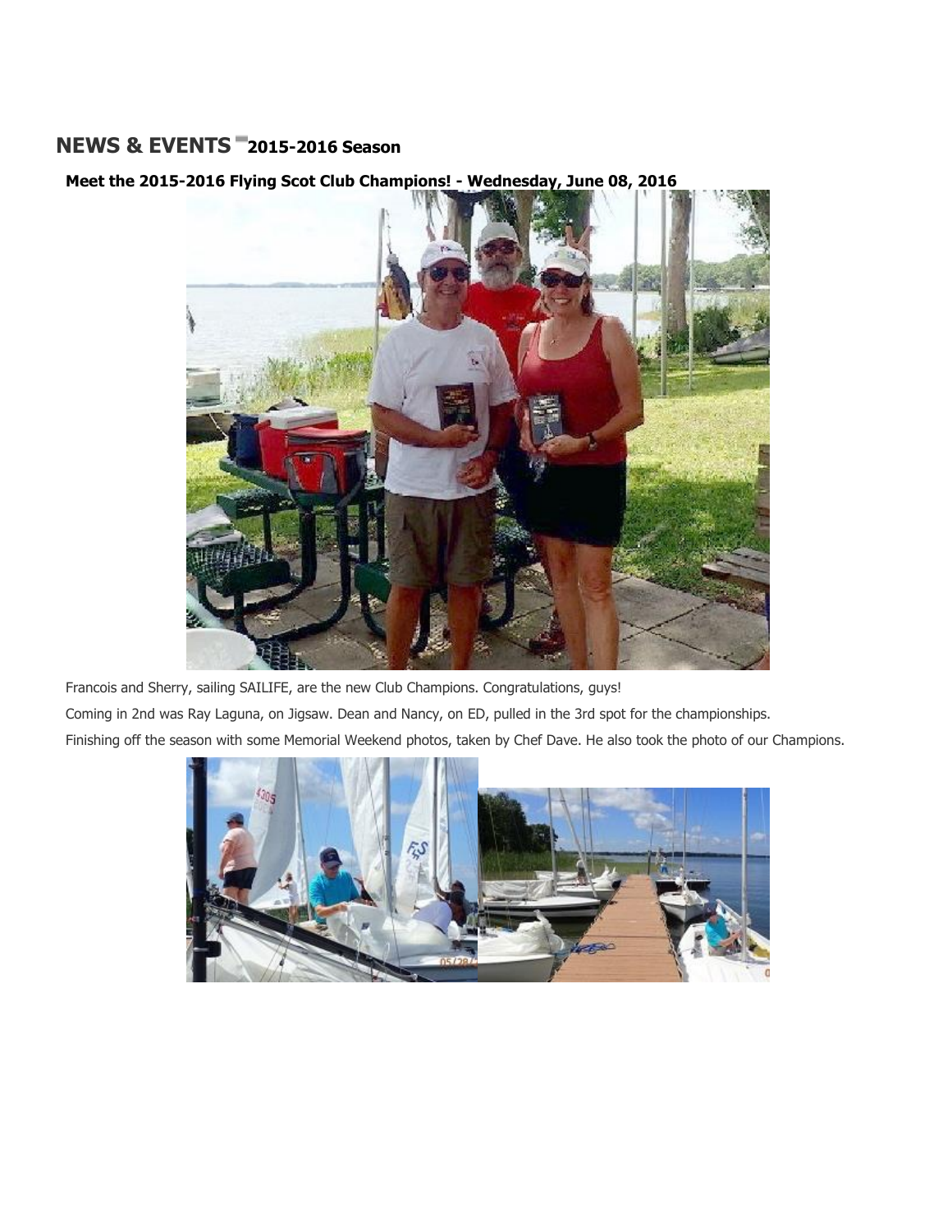## NEWS & EVENTS 2015-2016 Season

**Meet the 2015-2016 Flying Scot Club Champions! - Wednesday, June 08, 2016**

Francois and Sherry, sailing SAILIFE, are the new Club Champions. Congratulations, guys!

Coming in 2nd was Ray Laguna, on Jigsaw. Dean and Nancy, on ED, pulled in the 3rd spot for the championships.

Finishing off the season with some Memorial Weekend photos, taken by Chef Dave. He also took the photo of our Champions.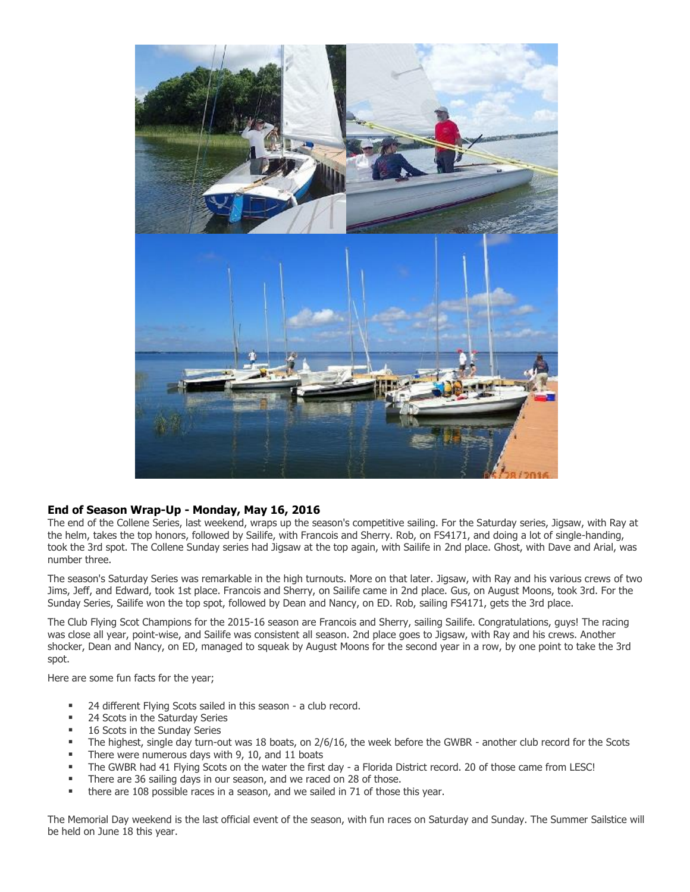**End of Season Wrap-Up - Monday, May 16, 2016**

The end of the Collene Series, last weekend, wraps up the season's competitive sailing. For the Saturday series, Jigsaw, with Ray at the helm, takes the top honors, followed by Sailife, with Francois and Sherry. Rob, on FS4171, and doing a lot of single-handing, took the 3rd spot. The Collene Sunday series had Jigsaw at the top again, with Sailife in 2nd place. Ghost, with Dave and Arial, was number three.

The season's Saturday Series was remarkable in the high turnouts. More on that later. Jigsaw, with Ray and his various crews of two Jims, Jeff, and Edward, took 1st place. Francois and Sherry, on Sailife came in 2nd place. Gus, on August Moons, took 3rd. For the Sunday Series, Sailife won the top spot, followed by Dean and Nancy, on ED. Rob, sailing FS4171, gets the 3rd place.

The Club Flying Scot Champions for the 2015-16 season are Francois and Sherry, sailing Sailife. Congratulations, guys! The racing was close all year, point-wise, and Sailife was consistent all season. 2nd place goes to Jigsaw, with Ray and his crews. Another shocker, Dean and Nancy, on ED, managed to squeak by August Moons for the second year in a row, by one point to take the 3rd spot.

Here are some fun facts for the year;

- 24 different Flying Scots sailed in this season - a club record.
- 24 Scots in the Saturday Series
- 16 Scots in the Sunday Series
- The highest, single day turn-out was 18 boats, on 2/6/16, the week before the GWBR - another club record for the Scots
- There were numerous days with 9, 10, and 11 boats
- The GWBR had 41 Flying Scots on the water the first day - a Florida District record. 20 of those came from LESC!
- There are 36 sailing days in our season, and we raced on 28 of those.
- there are 108 possible races in a season, and we sailed in 71 of those this year.

The Memorial Day weekend is the last official event of the season, with fun races on Saturday and Sunday. The Summer Sailstice will be held on June 18 this year.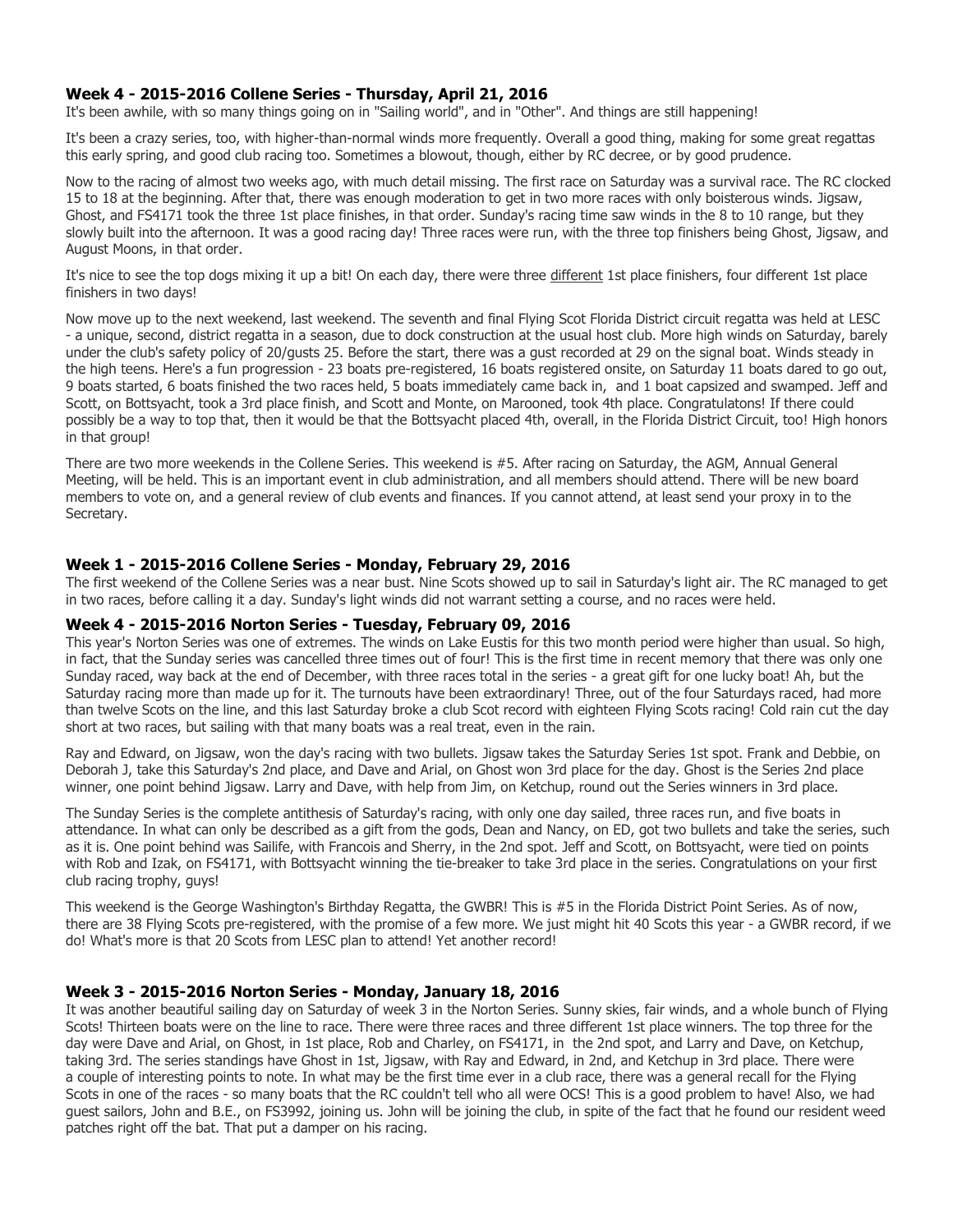### Week 4 - 2015-2016 Collene Series - Thursday, April 21, 2016

It's been awhile, with so many things going on in "Sailing world", and in "Other". And things are still happening!

It's been a crazy series, too, with higher-than-normal winds more frequently. Overall a good thing, making for some great regattas this early spring, and good club racing too. Sometimes a blowout, though, either by RC decree, or by good prudence.

Now to the racing of almost two weeks ago, with much detail missing. The first race on Saturday was a survival race. The RC clocked 15 to 18 at the beginning. After that, there was enough moderation to get in two more races with only boisterous winds. Jigsaw, Ghost, and FS4171 took the three 1st place finishes, in that order. Sunday's racing time saw winds in the 8 to 10 range, but they slowly built into the afternoon. It was a good racing day! Three races were run, with the three top finishers being Ghost, Jigsaw, and August Moons, in that order.

It's nice to see the top dogs mixing it up a bit! On each day, there were three different 1st place finishers, four different 1st place finishers in two days!

Now move up to the next weekend, last weekend. The seventh and final Flying Scot Florida District circuit regatta was held at LESC - a unique, second, district regatta in a season, due to dock construction at the usual host club. More high winds on Saturday, barely under the club's safety policy of 20/gusts 25. Before the start, there was a gust recorded at 29 on the signal boat. Winds steady in the high teens. Here's a fun progression - 23 boats pre-registered, 16 boats registered onsite, on Saturday 11 boats dared to go out, 9 boats started, 6 boats finished the two races held, 5 boats immediately came back in, and 1 boat capsized and swamped. Jeff and Scott, on Bottsyacht, took a 3rd place finish, and Scott and Monte, on Marooned, took 4th place. Congratulatons! If there could possibly be a way to top that, then it would be that the Bottsyacht placed 4th, overall, in the Florida District Circuit, too! High honors in that group!

There are two more weekends in the Collene Series. This weekend is #5. After racing on Saturday, the AGM, Annual General Meeting, will be held. This is an important event in club administration, and all members should attend. There will be new board members to vote on, and a general review of club events and finances. If you cannot attend, at least send your proxy in to the Secretary.

### Week 1 - 2015-2016 Collene Series - Monday, February 29, 2016

The first weekend of the Collene Series was a near bust. Nine Scots showed up to sail in Saturday's light air. The RC managed to get in two races, before calling it a day. Sunday's light winds did not warrant setting a course, and no races were held.

### Week 4 - 2015-2016 Norton Series - Tuesday, February 09, 2016

This year's Norton Series was one of extremes. The winds on Lake Eustis for this two month period were higher than usual. So high, in fact, that the Sunday series was cancelled three times out of four! This is the first time in recent memory that there was only one Sunday raced, way back at the end of December, with three races total in the series - a great gift for one lucky boat! Ah, but the Saturday racing more than made up for it. The turnouts have been extraordinary! Three, out of the four Saturdays raced, had more than twelve Scots on the line, and this last Saturday broke a club Scot record with eighteen Flying Scots racing! Cold rain cut the day short at two races, but sailing with that many boats was a real treat, even in the rain.

Ray and Edward, on Jigsaw, won the day's racing with two bullets. Jigsaw takes the Saturday Series 1st spot. Frank and Debbie, on Deborah J, take this Saturday's 2nd place, and Dave and Arial, on Ghost won 3rd place for the day. Ghost is the Series 2nd place winner, one point behind Jigsaw. Larry and Dave, with help from Jim, on Ketchup, round out the Series winners in 3rd place.

The Sunday Series is the complete antithesis of Saturday's racing, with only one day sailed, three races run, and five boats in attendance. In what can only be described as a gift from the gods, Dean and Nancy, on ED, got two bullets and take the series, such as it is. One point behind was Sailife, with Francois and Sherry, in the 2nd spot. Jeff and Scott, on Bottsyacht, were tied on points with Rob and Izak, on FS4171, with Bottsyacht winning the tie-breaker to take 3rd place in the series. Congratulations on your first club racing trophy, guys!

This weekend is the George Washington's Birthday Regatta, the GWBR! This is #5 in the Florida District Point Series. As of now, there are 38 Flying Scots pre-registered, with the promise of a few more. We just might hit 40 Scots this year - a GWBR record, if we do! What's more is that 20 Scots from LESC plan to attend! Yet another record!

### Week 3 - 2015-2016 Norton Series - Monday, January 18, 2016

It was another beautiful sailing day on Saturday of week 3 in the Norton Series. Sunny skies, fair winds, and a whole bunch of Flying Scots! Thirteen boats were on the line to race. There were three races and three different 1st place winners. The top three for the day were Dave and Arial, on Ghost, in 1st place, Rob and Charley, on FS4171, in the 2nd spot, and Larry and Dave, on Ketchup, taking 3rd. The series standings have Ghost in 1st, Jigsaw, with Ray and Edward, in 2nd, and Ketchup in 3rd place. There were a couple of interesting points to note. In what may be the first time ever in a club race, there was a general recall for the Flying Scots in one of the races - so many boats that the RC couldn't tell who all were OCS! This is a good problem to have! Also, we had guest sailors, John and B.E., on FS3992, joining us. John will be joining the club, in spite of the fact that he found our resident weed patches right off the bat. That put a damper on his racing.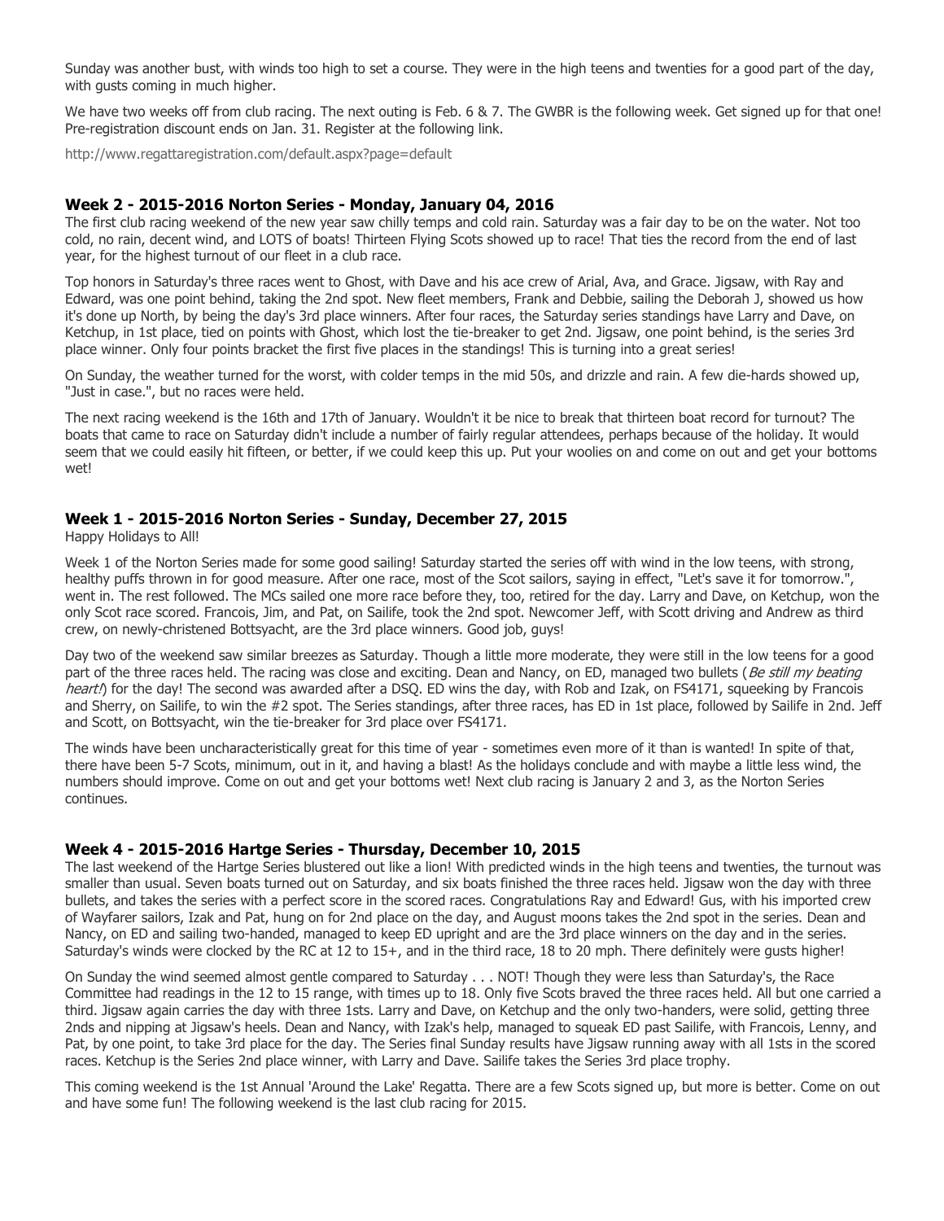Sunday was another bust, with winds too high to set a course. They were in the high teens and twenties for a good part of the day, with gusts coming in much higher.

We have two weeks off from club racing. The next outing is Feb. 6 & 7. The GWBR is the following week. Get signed up for that one! Pre-registration discount ends on Jan. 31. Register at the following link.

http://www.regattaregistration.com/default.aspx?page=default

### Week 2 - 2015-2016 Norton Series - Monday, January 04, 2016

The first club racing weekend of the new year saw chilly temps and cold rain. Saturday was a fair day to be on the water. Not too cold, no rain, decent wind, and LOTS of boats! Thirteen Flying Scots showed up to race! That ties the record from the end of last year, for the highest turnout of our fleet in a club race.

Top honors in Saturday's three races went to Ghost, with Dave and his ace crew of Arial, Ava, and Grace. Jigsaw, with Ray and Edward, was one point behind, taking the 2nd spot. New fleet members, Frank and Debbie, sailing the Deborah J, showed us how it's done up North, by being the day's 3rd place winners. After four races, the Saturday series standings have Larry and Dave, on Ketchup, in 1st place, tied on points with Ghost, which lost the tie-breaker to get 2nd. Jigsaw, one point behind, is the series 3rd place winner. Only four points bracket the first five places in the standings! This is turning into a great series!

On Sunday, the weather turned for the worst, with colder temps in the mid 50s, and drizzle and rain. A few die-hards showed up, "Just in case.", but no races were held.

The next racing weekend is the 16th and 17th of January. Wouldn't it be nice to break that thirteen boat record for turnout? The boats that came to race on Saturday didn't include a number of fairly regular attendees, perhaps because of the holiday. It would seem that we could easily hit fifteen, or better, if we could keep this up. Put your woolies on and come on out and get your bottoms wet!

### Week 1 - 2015-2016 Norton Series - Sunday, December 27, 2015

Happy Holidays to All!

Week 1 of the Norton Series made for some good sailing! Saturday started the series off with wind in the low teens, with strong, healthy puffs thrown in for good measure. After one race, most of the Scot sailors, saying in effect, "Let's save it for tomorrow.", went in. The rest followed. The MCs sailed one more race before they, too, retired for the day. Larry and Dave, on Ketchup, won the only Scot race scored. Francois, Jim, and Pat, on Sailife, took the 2nd spot. Newcomer Jeff, with Scott driving and Andrew as third crew, on newly-christened Bottsyacht, are the 3rd place winners. Good job, guys!

Day two of the weekend saw similar breezes as Saturday. Though a little more moderate, they were still in the low teens for a good part of the three races held. The racing was close and exciting. Dean and Nancy, on ED, managed two bullets (*Be still my beating heart!*) for the day! The second was awarded after a DSQ. ED wins the day, with Rob and Izak, on FS4171, squeeking by Francois and Sherry, on Sailife, to win the #2 spot. The Series standings, after three races, has ED in 1st place, followed by Sailife in 2nd. Jeff and Scott, on Bottsyacht, win the tie-breaker for 3rd place over FS4171.

The winds have been uncharacteristically great for this time of year - sometimes even more of it than is wanted! In spite of that, there have been 5-7 Scots, minimum, out in it, and having a blast! As the holidays conclude and with maybe a little less wind, the numbers should improve. Come on out and get your bottoms wet! Next club racing is January 2 and 3, as the Norton Series continues.

### Week 4 - 2015-2016 Hartge Series - Thursday, December 10, 2015

The last weekend of the Hartge Series blustered out like a lion! With predicted winds in the high teens and twenties, the turnout was smaller than usual. Seven boats turned out on Saturday, and six boats finished the three races held. Jigsaw won the day with three bullets, and takes the series with a perfect score in the scored races. Congratulations Ray and Edward! Gus, with his imported crew of Wayfarer sailors, Izak and Pat, hung on for 2nd place on the day, and August moons takes the 2nd spot in the series. Dean and Nancy, on ED and sailing two-handed, managed to keep ED upright and are the 3rd place winners on the day and in the series. Saturday's winds were clocked by the RC at 12 to 15+, and in the third race, 18 to 20 mph. There definitely were gusts higher!

On Sunday the wind seemed almost gentle compared to Saturday . . . NOT! Though they were less than Saturday's, the Race Committee had readings in the 12 to 15 range, with times up to 18. Only five Scots braved the three races held. All but one carried a third. Jigsaw again carries the day with three 1sts. Larry and Dave, on Ketchup and the only two-handers, were solid, getting three 2nds and nipping at Jigsaw's heels. Dean and Nancy, with Izak's help, managed to squeak ED past Sailife, with Francois, Lenny, and Pat, by one point, to take 3rd place for the day. The Series final Sunday results have Jigsaw running away with all 1sts in the scored races. Ketchup is the Series 2nd place winner, with Larry and Dave. Sailife takes the Series 3rd place trophy.

This coming weekend is the 1st Annual 'Around the Lake' Regatta. There are a few Scots signed up, but more is better. Come on out and have some fun! The following weekend is the last club racing for 2015.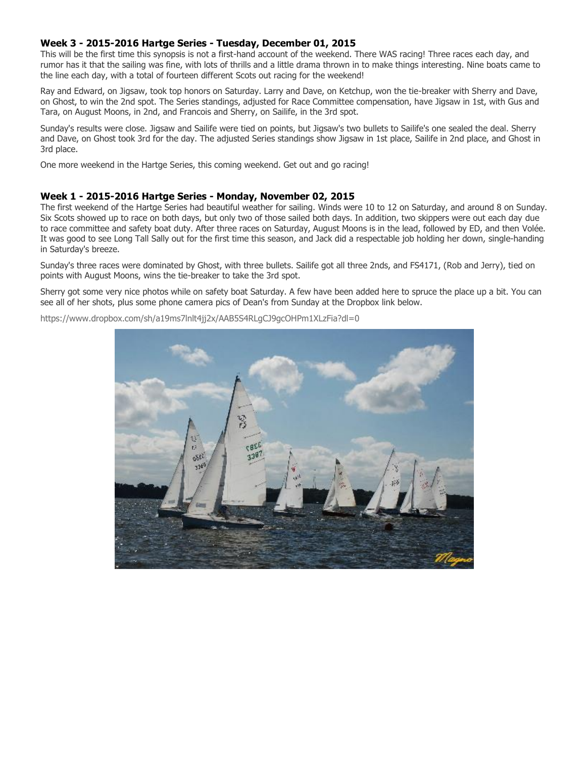### Week 3 - 2015-2016 Hartge Series - Tuesday, December 01, 2015

This will be the first time this synopsis is not a first-hand account of the weekend. There WAS racing! Three races each day, and rumor has it that the sailing was fine, with lots of thrills and a little drama thrown in to make things interesting. Nine boats came to the line each day, with a total of fourteen different Scots out racing for the weekend!

Ray and Edward, on Jigsaw, took top honors on Saturday. Larry and Dave, on Ketchup, won the tie-breaker with Sherry and Dave, on Ghost, to win the 2nd spot. The Series standings, adjusted for Race Committee compensation, have Jigsaw in 1st, with Gus and Tara, on August Moons, in 2nd, and Francois and Sherry, on Sailife, in the 3rd spot.

Sunday's results were close. Jigsaw and Sailife were tied on points, but Jigsaw's two bullets to Sailife's one sealed the deal. Sherry and Dave, on Ghost took 3rd for the day. The adjusted Series standings show Jigsaw in 1st place, Sailife in 2nd place, and Ghost in 3rd place.

One more weekend in the Hartge Series, this coming weekend. Get out and go racing!

### Week 1 - 2015-2016 Hartge Series - Monday, November 02, 2015

The first weekend of the Hartge Series had beautiful weather for sailing. Winds were 10 to 12 on Saturday, and around 8 on Sunday. Six Scots showed up to race on both days, but only two of those sailed both days. In addition, two skippers were out each day due to race committee and safety boat duty. After three races on Saturday, August Moons is in the lead, followed by ED, and then Volée. It was good to see Long Tall Sally out for the first time this season, and Jack did a respectable job holding her down, single-handing in Saturday's breeze.

Sunday's three races were dominated by Ghost, with three bullets. Sailife got all three 2nds, and FS4171, (Rob and Jerry), tied on points with August Moons, wins the tie-breaker to take the 3rd spot.

Sherry got some very nice photos while on safety boat Saturday. A few have been added here to spruce the place up a bit. You can see all of her shots, plus some phone camera pics of Dean's from Sunday at the Dropbox link below.

https://www.dropbox.com/sh/a19ms7lnlt4jj2x/AAB5S4RLgCJ9gcOHPm1XLzFia?dl=0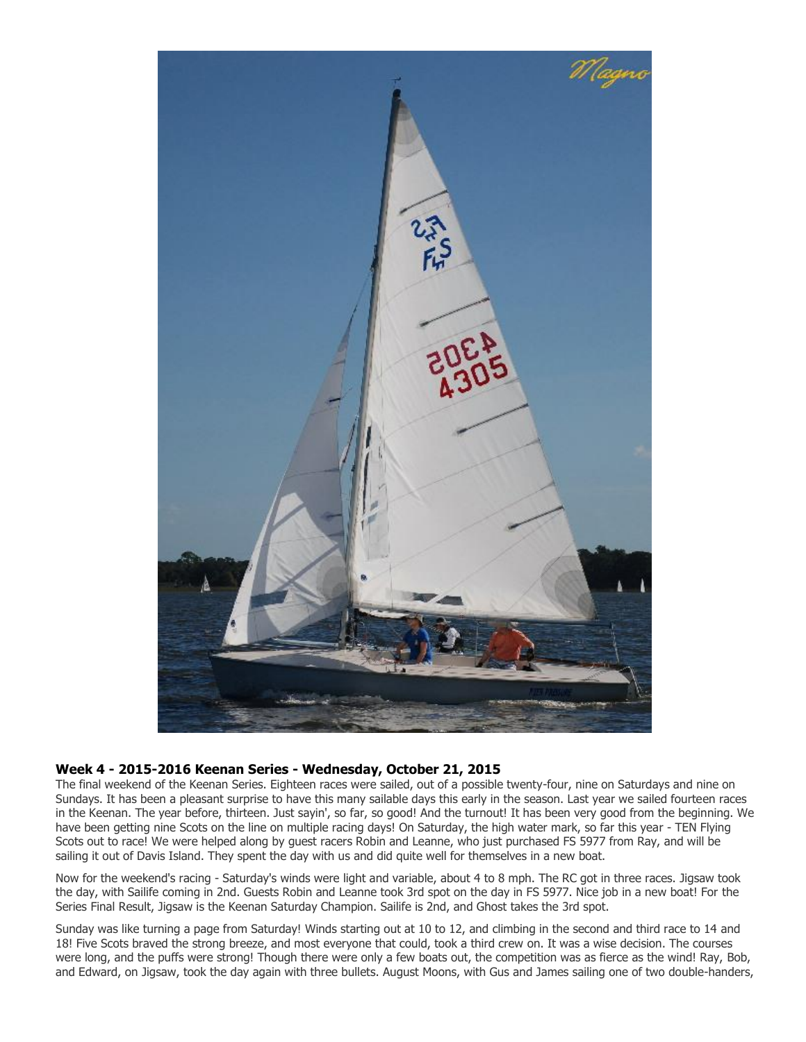### Week 4 - 2015-2016 Keenan Series - Wednesday, October 21, 2015

The final weekend of the Keenan Series. Eighteen races were sailed, out of a possible twenty-four, nine on Saturdays and nine on Sundays. It has been a pleasant surprise to have this many sailable days this early in the season. Last year we sailed fourteen races in the Keenan. The year before, thirteen. Just sayin', so far, so good! And the turnout! It has been very good from the beginning. We have been getting nine Scots on the line on multiple racing days! On Saturday, the high water mark, so far this year - TEN Flying Scots out to race! We were helped along by guest racers Robin and Leanne, who just purchased FS 5977 from Ray, and will be sailing it out of Davis Island. They spent the day with us and did quite well for themselves in a new boat.

Now for the weekend's racing - Saturday's winds were light and variable, about 4 to 8 mph. The RC got in three races. Jigsaw took the day, with Sailife coming in 2nd. Guests Robin and Leanne took 3rd spot on the day in FS 5977. Nice job in a new boat! For the Series Final Result, Jigsaw is the Keenan Saturday Champion. Sailife is 2nd, and Ghost takes the 3rd spot.

Sunday was like turning a page from Saturday! Winds starting out at 10 to 12, and climbing in the second and third race to 14 and 18! Five Scots braved the strong breeze, and most everyone that could, took a third crew on. It was a wise decision. The courses were long, and the puffs were strong! Though there were only a few boats out, the competition was as fierce as the wind! Ray, Bob, and Edward, on Jigsaw, took the day again with three bullets. August Moons, with Gus and James sailing one of two double-handers,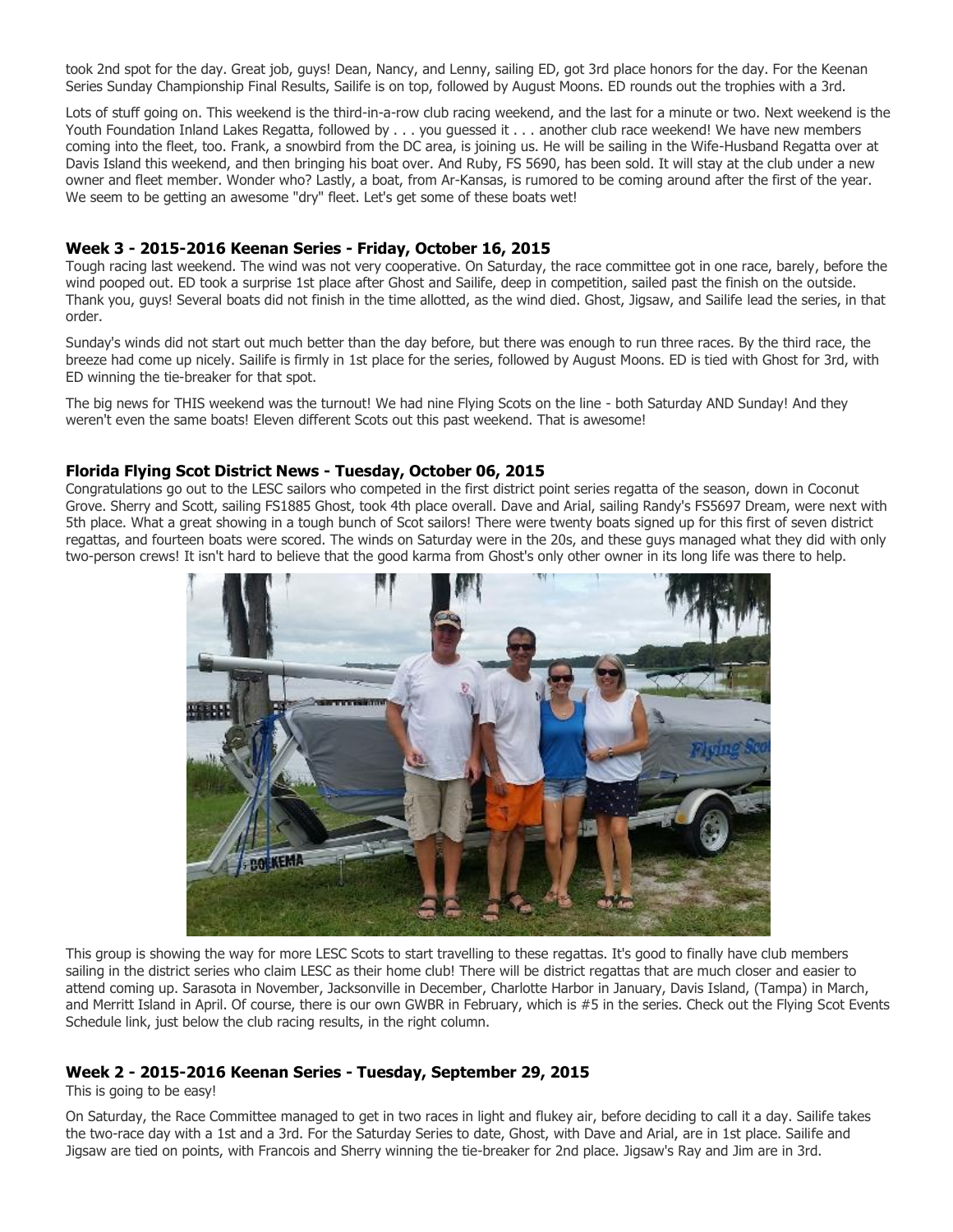took 2nd spot for the day. Great job, guys! Dean, Nancy, and Lenny, sailing ED, got 3rd place honors for the day. For the Keenan Series Sunday Championship Final Results, Sailife is on top, followed by August Moons. ED rounds out the trophies with a 3rd.

Lots of stuff going on. This weekend is the third-in-a-row club racing weekend, and the last for a minute or two. Next weekend is the Youth Foundation Inland Lakes Regatta, followed by . . . you guessed it . . . another club race weekend! We have new members coming into the fleet, too. Frank, a snowbird from the DC area, is joining us. He will be sailing in the Wife-Husband Regatta over at Davis Island this weekend, and then bringing his boat over. And Ruby, FS 5690, has been sold. It will stay at the club under a new owner and fleet member. Wonder who? Lastly, a boat, from Ar-Kansas, is rumored to be coming around after the first of the year. We seem to be getting an awesome "dry" fleet. Let's get some of these boats wet!

### Week 3 - 2015-2016 Keenan Series - Friday, October 16, 2015

Tough racing last weekend. The wind was not very cooperative. On Saturday, the race committee got in one race, barely, before the wind pooped out. ED took a surprise 1st place after Ghost and Sailife, deep in competition, sailed past the finish on the outside. Thank you, guys! Several boats did not finish in the time allotted, as the wind died. Ghost, Jigsaw, and Sailife lead the series, in that order.

Sunday's winds did not start out much better than the day before, but there was enough to run three races. By the third race, the breeze had come up nicely. Sailife is firmly in 1st place for the series, followed by August Moons. ED is tied with Ghost for 3rd, with ED winning the tie-breaker for that spot.

The big news for THIS weekend was the turnout! We had nine Flying Scots on the line - both Saturday AND Sunday! And they weren't even the same boats! Eleven different Scots out this past weekend. That is awesome!

### Florida Flying Scot District News - Tuesday, October 06, 2015

Congratulations go out to the LESC sailors who competed in the first district point series regatta of the season, down in Coconut Grove. Sherry and Scott, sailing FS1885 Ghost, took 4th place overall. Dave and Arial, sailing Randy's FS5697 Dream, were next with 5th place. What a great showing in a tough bunch of Scot sailors! There were twenty boats signed up for this first of seven district regattas, and fourteen boats were scored. The winds on Saturday were in the 20s, and these guys managed what they did with only two-person crews! It isn't hard to believe that the good karma from Ghost's only other owner in its long life was there to help.

This group is showing the way for more LESC Scots to start travelling to these regattas. It's good to finally have club members sailing in the district series who claim LESC as their home club! There will be district regattas that are much closer and easier to attend coming up. Sarasota in November, Jacksonville in December, Charlotte Harbor in January, Davis Island, (Tampa) in March, and Merritt Island in April. Of course, there is our own GWBR in February, which is #5 in the series. Check out the Flying Scot Events Schedule link, just below the club racing results, in the right column.

### Week 2 - 2015-2016 Keenan Series - Tuesday, September 29, 2015

This is going to be easy!

On Saturday, the Race Committee managed to get in two races in light and flukey air, before deciding to call it a day. Sailife takes the two-race day with a 1st and a 3rd. For the Saturday Series to date, Ghost, with Dave and Arial, are in 1st place. Sailife and Jigsaw are tied on points, with Francois and Sherry winning the tie-breaker for 2nd place. Jigsaw's Ray and Jim are in 3rd.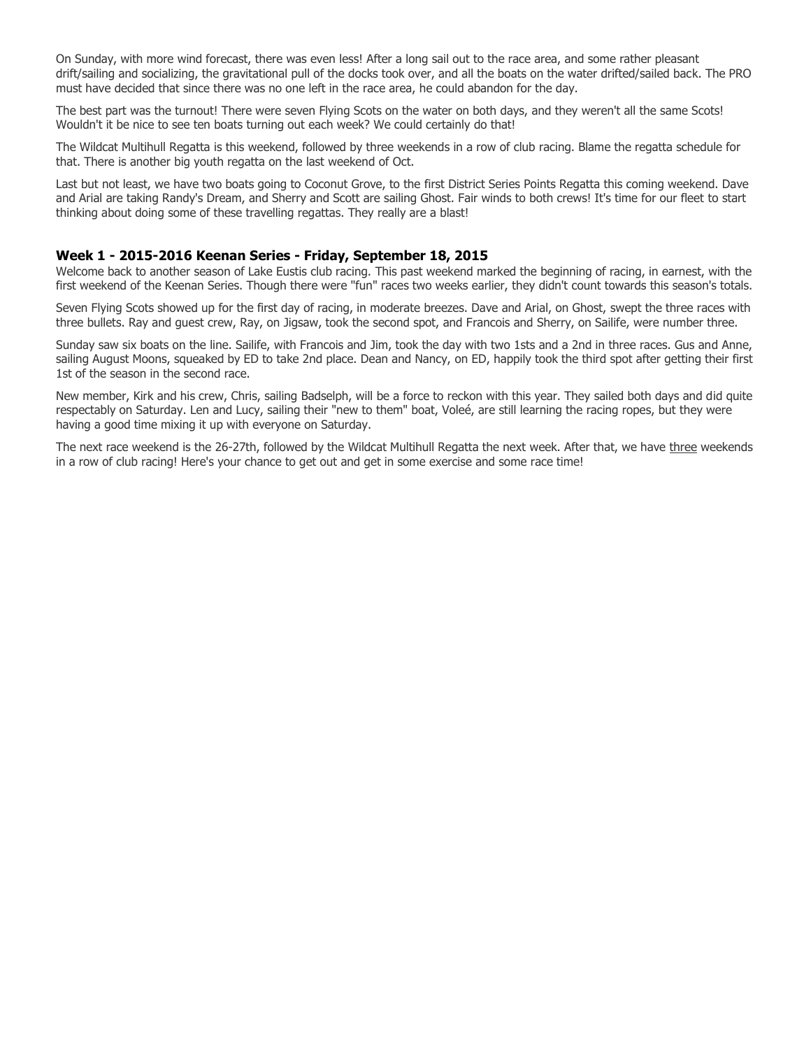On Sunday, with more wind forecast, there was even less! After a long sail out to the race area, and some rather pleasant drift/sailing and socializing, the gravitational pull of the docks took over, and all the boats on the water drifted/sailed back. The PRO must have decided that since there was no one left in the race area, he could abandon for the day.

The best part was the turnout! There were seven Flying Scots on the water on both days, and they weren't all the same Scots! Wouldn't it be nice to see ten boats turning out each week? We could certainly do that!

The Wildcat Multihull Regatta is this weekend, followed by three weekends in a row of club racing. Blame the regatta schedule for that. There is another big youth regatta on the last weekend of Oct.

Last but not least, we have two boats going to Coconut Grove, to the first District Series Points Regatta this coming weekend. Dave and Arial are taking Randy's Dream, and Sherry and Scott are sailing Ghost. Fair winds to both crews! It's time for our fleet to start thinking about doing some of these travelling regattas. They really are a blast!

### Week 1 - 2015-2016 Keenan Series - Friday, September 18, 2015

Welcome back to another season of Lake Eustis club racing. This past weekend marked the beginning of racing, in earnest, with the first weekend of the Keenan Series. Though there were "fun" races two weeks earlier, they didn't count towards this season's totals.

Seven Flying Scots showed up for the first day of racing, in moderate breezes. Dave and Arial, on Ghost, swept the three races with three bullets. Ray and guest crew, Ray, on Jigsaw, took the second spot, and Francois and Sherry, on Sailife, were number three.

Sunday saw six boats on the line. Sailife, with Francois and Jim, took the day with two 1sts and a 2nd in three races. Gus and Anne, sailing August Moons, squeaked by ED to take 2nd place. Dean and Nancy, on ED, happily took the third spot after getting their first 1st of the season in the second race.

New member, Kirk and his crew, Chris, sailing Badselph, will be a force to reckon with this year. They sailed both days and did quite respectably on Saturday. Len and Lucy, sailing their "new to them" boat, Voleé, are still learning the racing ropes, but they were having a good time mixing it up with everyone on Saturday.

The next race weekend is the 26-27th, followed by the Wildcat Multihull Regatta the next week. After that, we have three weekends in a row of club racing! Here's your chance to get out and get in some exercise and some race time!